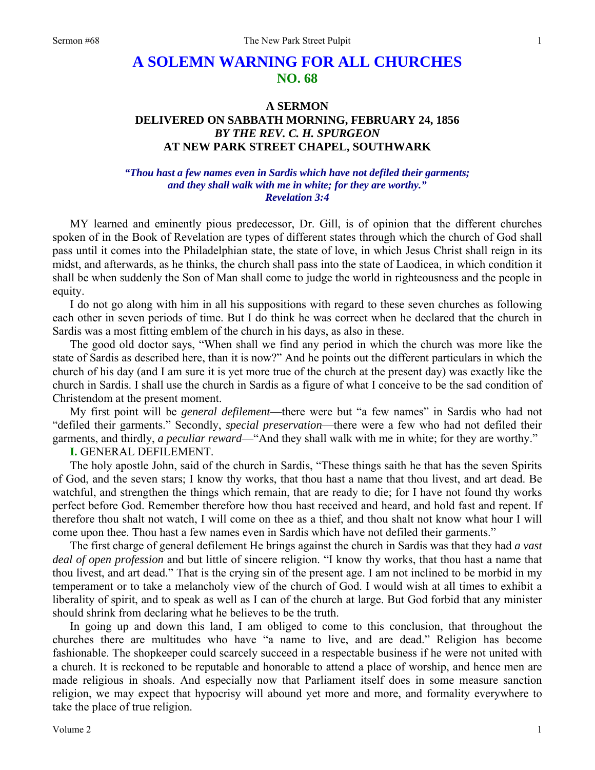# A SOLEMN WARNING FOR ALL CHURCHES
## NO. 68

### A SERMON
### DELIVERED ON SABBATH MORNING, FEBRUARY 24, 1856
### *BY THE REV. C. H. SPURGEON*
### AT NEW PARK STREET CHAPEL, SOUTHWARK

*"Thou hast a few names even in Sardis which have not defiled their garments; and they shall walk with me in white; for they are worthy." Revelation 3:4*

MY learned and eminently pious predecessor, Dr. Gill, is of opinion that the different churches spoken of in the Book of Revelation are types of different states through which the church of God shall pass until it comes into the Philadelphian state, the state of love, in which Jesus Christ shall reign in its midst, and afterwards, as he thinks, the church shall pass into the state of Laodicea, in which condition it shall be when suddenly the Son of Man shall come to judge the world in righteousness and the people in equity.

I do not go along with him in all his suppositions with regard to these seven churches as following each other in seven periods of time. But I do think he was correct when he declared that the church in Sardis was a most fitting emblem of the church in his days, as also in these.

The good old doctor says, "When shall we find any period in which the church was more like the state of Sardis as described here, than it is now?" And he points out the different particulars in which the church of his day (and I am sure it is yet more true of the church at the present day) was exactly like the church in Sardis. I shall use the church in Sardis as a figure of what I conceive to be the sad condition of Christendom at the present moment.

My first point will be *general defilement*—there were but "a few names" in Sardis who had not "defiled their garments." Secondly, *special preservation*—there were a few who had not defiled their garments, and thirdly, *a peculiar reward*—"And they shall walk with me in white; for they are worthy."

**I.** GENERAL DEFILEMENT.

The holy apostle John, said of the church in Sardis, "These things saith he that has the seven Spirits of God, and the seven stars; I know thy works, that thou hast a name that thou livest, and art dead. Be watchful, and strengthen the things which remain, that are ready to die; for I have not found thy works perfect before God. Remember therefore how thou hast received and heard, and hold fast and repent. If therefore thou shalt not watch, I will come on thee as a thief, and thou shalt not know what hour I will come upon thee. Thou hast a few names even in Sardis which have not defiled their garments."

The first charge of general defilement He brings against the church in Sardis was that they had *a vast deal of open profession* and but little of sincere religion. "I know thy works, that thou hast a name that thou livest, and art dead." That is the crying sin of the present age. I am not inclined to be morbid in my temperament or to take a melancholy view of the church of God. I would wish at all times to exhibit a liberality of spirit, and to speak as well as I can of the church at large. But God forbid that any minister should shrink from declaring what he believes to be the truth.

In going up and down this land, I am obliged to come to this conclusion, that throughout the churches there are multitudes who have "a name to live, and are dead." Religion has become fashionable. The shopkeeper could scarcely succeed in a respectable business if he were not united with a church. It is reckoned to be reputable and honorable to attend a place of worship, and hence men are made religious in shoals. And especially now that Parliament itself does in some measure sanction religion, we may expect that hypocrisy will abound yet more and more, and formality everywhere to take the place of true religion.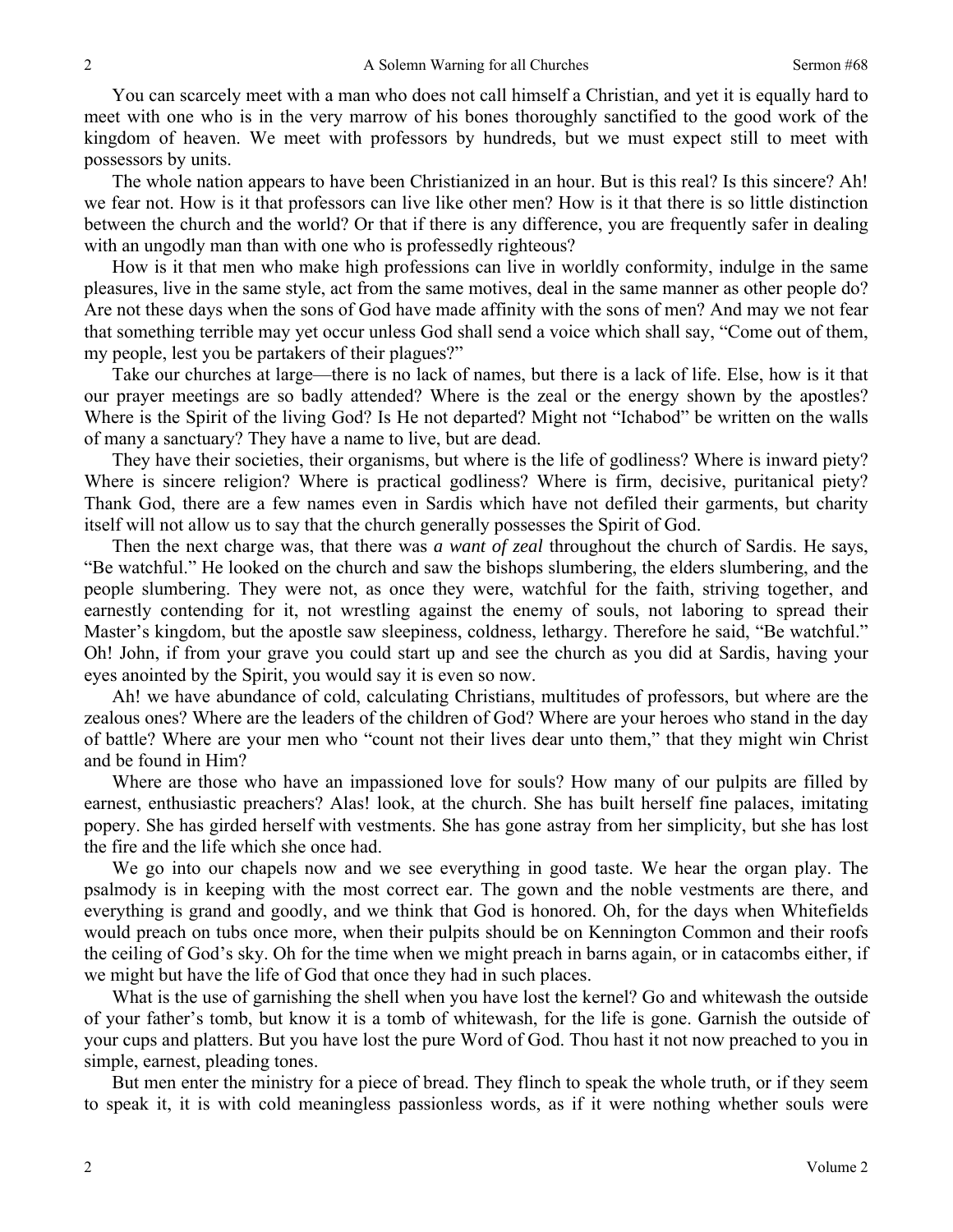You can scarcely meet with a man who does not call himself a Christian, and yet it is equally hard to meet with one who is in the very marrow of his bones thoroughly sanctified to the good work of the kingdom of heaven. We meet with professors by hundreds, but we must expect still to meet with possessors by units.

The whole nation appears to have been Christianized in an hour. But is this real? Is this sincere? Ah! we fear not. How is it that professors can live like other men? How is it that there is so little distinction between the church and the world? Or that if there is any difference, you are frequently safer in dealing with an ungodly man than with one who is professedly righteous?

How is it that men who make high professions can live in worldly conformity, indulge in the same pleasures, live in the same style, act from the same motives, deal in the same manner as other people do? Are not these days when the sons of God have made affinity with the sons of men? And may we not fear that something terrible may yet occur unless God shall send a voice which shall say, "Come out of them, my people, lest you be partakers of their plagues?"

Take our churches at large—there is no lack of names, but there is a lack of life. Else, how is it that our prayer meetings are so badly attended? Where is the zeal or the energy shown by the apostles? Where is the Spirit of the living God? Is He not departed? Might not "Ichabod" be written on the walls of many a sanctuary? They have a name to live, but are dead.

They have their societies, their organisms, but where is the life of godliness? Where is inward piety? Where is sincere religion? Where is practical godliness? Where is firm, decisive, puritanical piety? Thank God, there are a few names even in Sardis which have not defiled their garments, but charity itself will not allow us to say that the church generally possesses the Spirit of God.

Then the next charge was, that there was *a want of zeal* throughout the church of Sardis. He says, "Be watchful." He looked on the church and saw the bishops slumbering, the elders slumbering, and the people slumbering. They were not, as once they were, watchful for the faith, striving together, and earnestly contending for it, not wrestling against the enemy of souls, not laboring to spread their Master's kingdom, but the apostle saw sleepiness, coldness, lethargy. Therefore he said, "Be watchful." Oh! John, if from your grave you could start up and see the church as you did at Sardis, having your eyes anointed by the Spirit, you would say it is even so now.

Ah! we have abundance of cold, calculating Christians, multitudes of professors, but where are the zealous ones? Where are the leaders of the children of God? Where are your heroes who stand in the day of battle? Where are your men who "count not their lives dear unto them," that they might win Christ and be found in Him?

Where are those who have an impassioned love for souls? How many of our pulpits are filled by earnest, enthusiastic preachers? Alas! look, at the church. She has built herself fine palaces, imitating popery. She has girded herself with vestments. She has gone astray from her simplicity, but she has lost the fire and the life which she once had.

We go into our chapels now and we see everything in good taste. We hear the organ play. The psalmody is in keeping with the most correct ear. The gown and the noble vestments are there, and everything is grand and goodly, and we think that God is honored. Oh, for the days when Whitefields would preach on tubs once more, when their pulpits should be on Kennington Common and their roofs the ceiling of God's sky. Oh for the time when we might preach in barns again, or in catacombs either, if we might but have the life of God that once they had in such places.

What is the use of garnishing the shell when you have lost the kernel? Go and whitewash the outside of your father's tomb, but know it is a tomb of whitewash, for the life is gone. Garnish the outside of your cups and platters. But you have lost the pure Word of God. Thou hast it not now preached to you in simple, earnest, pleading tones.

But men enter the ministry for a piece of bread. They flinch to speak the whole truth, or if they seem to speak it, it is with cold meaningless passionless words, as if it were nothing whether souls were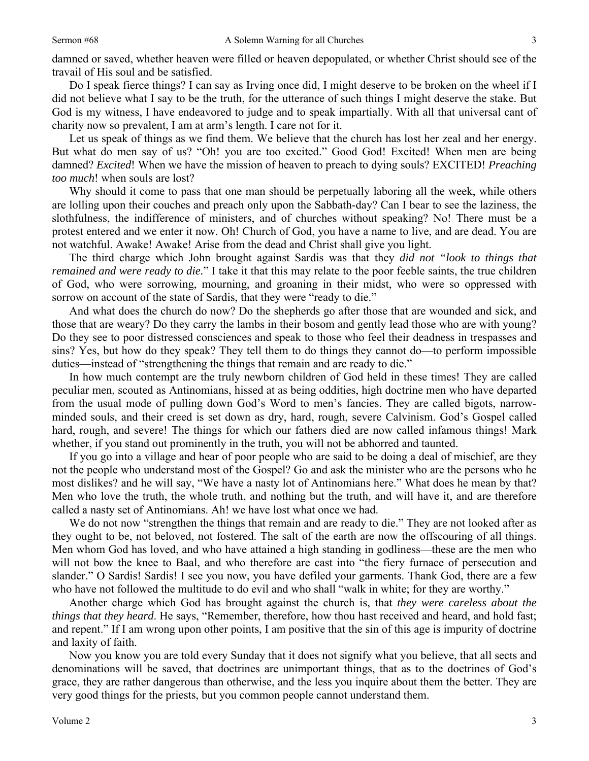damned or saved, whether heaven were filled or heaven depopulated, or whether Christ should see of the travail of His soul and be satisfied.

Do I speak fierce things? I can say as Irving once did, I might deserve to be broken on the wheel if I did not believe what I say to be the truth, for the utterance of such things I might deserve the stake. But God is my witness, I have endeavored to judge and to speak impartially. With all that universal cant of charity now so prevalent, I am at arm's length. I care not for it.

Let us speak of things as we find them. We believe that the church has lost her zeal and her energy. But what do men say of us? "Oh! you are too excited." Good God! Excited! When men are being damned? *Excited*! When we have the mission of heaven to preach to dying souls? EXCITED! *Preaching too much*! when souls are lost?

Why should it come to pass that one man should be perpetually laboring all the week, while others are lolling upon their couches and preach only upon the Sabbath-day? Can I bear to see the laziness, the slothfulness, the indifference of ministers, and of churches without speaking? No! There must be a protest entered and we enter it now. Oh! Church of God, you have a name to live, and are dead. You are not watchful. Awake! Awake! Arise from the dead and Christ shall give you light.

The third charge which John brought against Sardis was that they *did not "look to things that remained and were ready to die.*" I take it that this may relate to the poor feeble saints, the true children of God, who were sorrowing, mourning, and groaning in their midst, who were so oppressed with sorrow on account of the state of Sardis, that they were "ready to die."

And what does the church do now? Do the shepherds go after those that are wounded and sick, and those that are weary? Do they carry the lambs in their bosom and gently lead those who are with young? Do they see to poor distressed consciences and speak to those who feel their deadness in trespasses and sins? Yes, but how do they speak? They tell them to do things they cannot do—to perform impossible duties—instead of "strengthening the things that remain and are ready to die."

In how much contempt are the truly newborn children of God held in these times! They are called peculiar men, scouted as Antinomians, hissed at as being oddities, high doctrine men who have departed from the usual mode of pulling down God's Word to men's fancies. They are called bigots, narrow-minded souls, and their creed is set down as dry, hard, rough, severe Calvinism. God's Gospel called hard, rough, and severe! The things for which our fathers died are now called infamous things! Mark whether, if you stand out prominently in the truth, you will not be abhorred and taunted.

If you go into a village and hear of poor people who are said to be doing a deal of mischief, are they not the people who understand most of the Gospel? Go and ask the minister who are the persons who he most dislikes? and he will say, "We have a nasty lot of Antinomians here." What does he mean by that? Men who love the truth, the whole truth, and nothing but the truth, and will have it, and are therefore called a nasty set of Antinomians. Ah! we have lost what once we had.

We do not now "strengthen the things that remain and are ready to die." They are not looked after as they ought to be, not beloved, not fostered. The salt of the earth are now the offscouring of all things. Men whom God has loved, and who have attained a high standing in godliness—these are the men who will not bow the knee to Baal, and who therefore are cast into "the fiery furnace of persecution and slander." O Sardis! Sardis! I see you now, you have defiled your garments. Thank God, there are a few who have not followed the multitude to do evil and who shall "walk in white; for they are worthy."

Another charge which God has brought against the church is, that *they were careless about the things that they heard*. He says, "Remember, therefore, how thou hast received and heard, and hold fast; and repent." If I am wrong upon other points, I am positive that the sin of this age is impurity of doctrine and laxity of faith.

Now you know you are told every Sunday that it does not signify what you believe, that all sects and denominations will be saved, that doctrines are unimportant things, that as to the doctrines of God's grace, they are rather dangerous than otherwise, and the less you inquire about them the better. They are very good things for the priests, but you common people cannot understand them.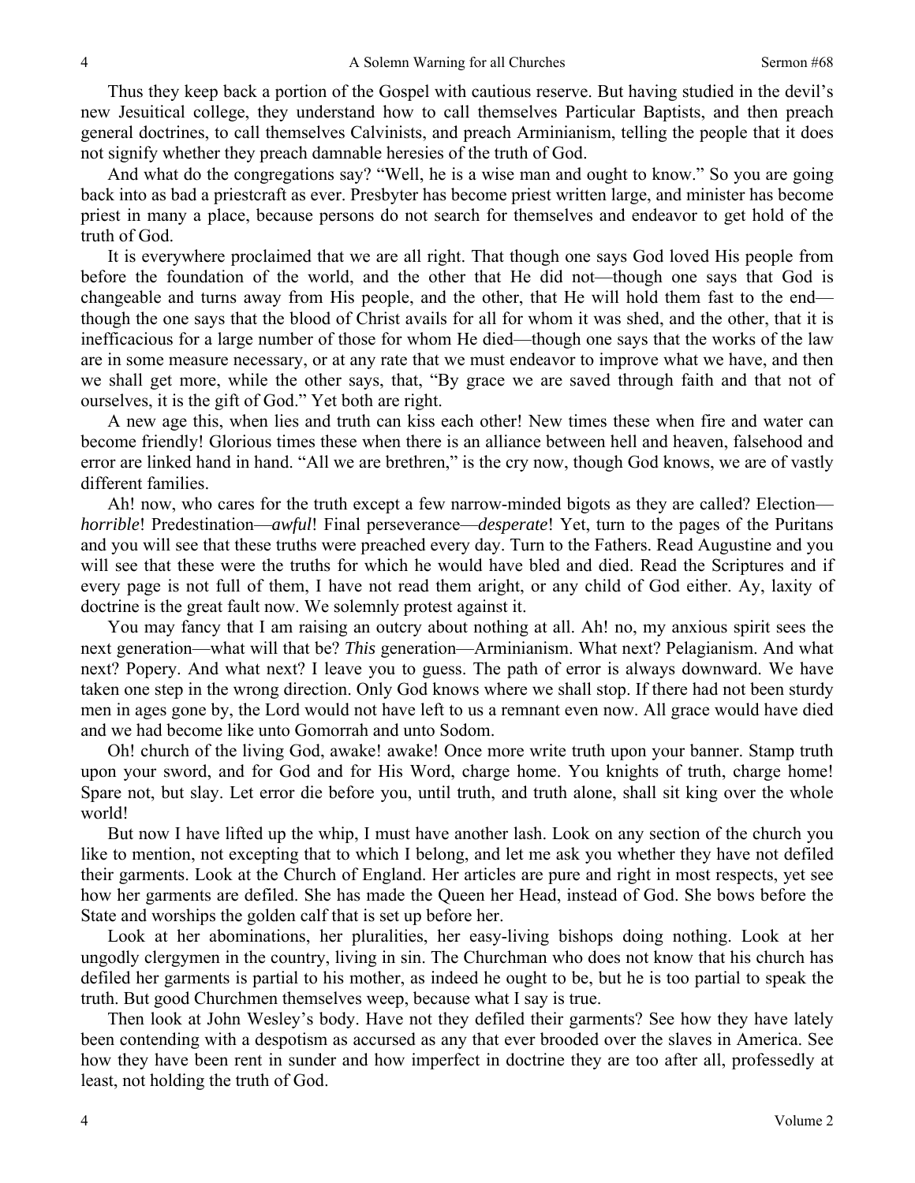Thus they keep back a portion of the Gospel with cautious reserve. But having studied in the devil's new Jesuitical college, they understand how to call themselves Particular Baptists, and then preach general doctrines, to call themselves Calvinists, and preach Arminianism, telling the people that it does not signify whether they preach damnable heresies of the truth of God.

And what do the congregations say? "Well, he is a wise man and ought to know." So you are going back into as bad a priestcraft as ever. Presbyter has become priest written large, and minister has become priest in many a place, because persons do not search for themselves and endeavor to get hold of the truth of God.

It is everywhere proclaimed that we are all right. That though one says God loved His people from before the foundation of the world, and the other that He did not—though one says that God is changeable and turns away from His people, and the other, that He will hold them fast to the end—though the one says that the blood of Christ avails for all for whom it was shed, and the other, that it is inefficacious for a large number of those for whom He died—though one says that the works of the law are in some measure necessary, or at any rate that we must endeavor to improve what we have, and then we shall get more, while the other says, that, "By grace we are saved through faith and that not of ourselves, it is the gift of God." Yet both are right.

A new age this, when lies and truth can kiss each other! New times these when fire and water can become friendly! Glorious times these when there is an alliance between hell and heaven, falsehood and error are linked hand in hand. "All we are brethren," is the cry now, though God knows, we are of vastly different families.

Ah! now, who cares for the truth except a few narrow-minded bigots as they are called? Election—*horrible*! Predestination—*awful*! Final perseverance—*desperate*! Yet, turn to the pages of the Puritans and you will see that these truths were preached every day. Turn to the Fathers. Read Augustine and you will see that these were the truths for which he would have bled and died. Read the Scriptures and if every page is not full of them, I have not read them aright, or any child of God either. Ay, laxity of doctrine is the great fault now. We solemnly protest against it.

You may fancy that I am raising an outcry about nothing at all. Ah! no, my anxious spirit sees the next generation—what will that be? *This* generation—Arminianism. What next? Pelagianism. And what next? Popery. And what next? I leave you to guess. The path of error is always downward. We have taken one step in the wrong direction. Only God knows where we shall stop. If there had not been sturdy men in ages gone by, the Lord would not have left to us a remnant even now. All grace would have died and we had become like unto Gomorrah and unto Sodom.

Oh! church of the living God, awake! awake! Once more write truth upon your banner. Stamp truth upon your sword, and for God and for His Word, charge home. You knights of truth, charge home! Spare not, but slay. Let error die before you, until truth, and truth alone, shall sit king over the whole world!

But now I have lifted up the whip, I must have another lash. Look on any section of the church you like to mention, not excepting that to which I belong, and let me ask you whether they have not defiled their garments. Look at the Church of England. Her articles are pure and right in most respects, yet see how her garments are defiled. She has made the Queen her Head, instead of God. She bows before the State and worships the golden calf that is set up before her.

Look at her abominations, her pluralities, her easy-living bishops doing nothing. Look at her ungodly clergymen in the country, living in sin. The Churchman who does not know that his church has defiled her garments is partial to his mother, as indeed he ought to be, but he is too partial to speak the truth. But good Churchmen themselves weep, because what I say is true.

Then look at John Wesley's body. Have not they defiled their garments? See how they have lately been contending with a despotism as accursed as any that ever brooded over the slaves in America. See how they have been rent in sunder and how imperfect in doctrine they are too after all, professedly at least, not holding the truth of God.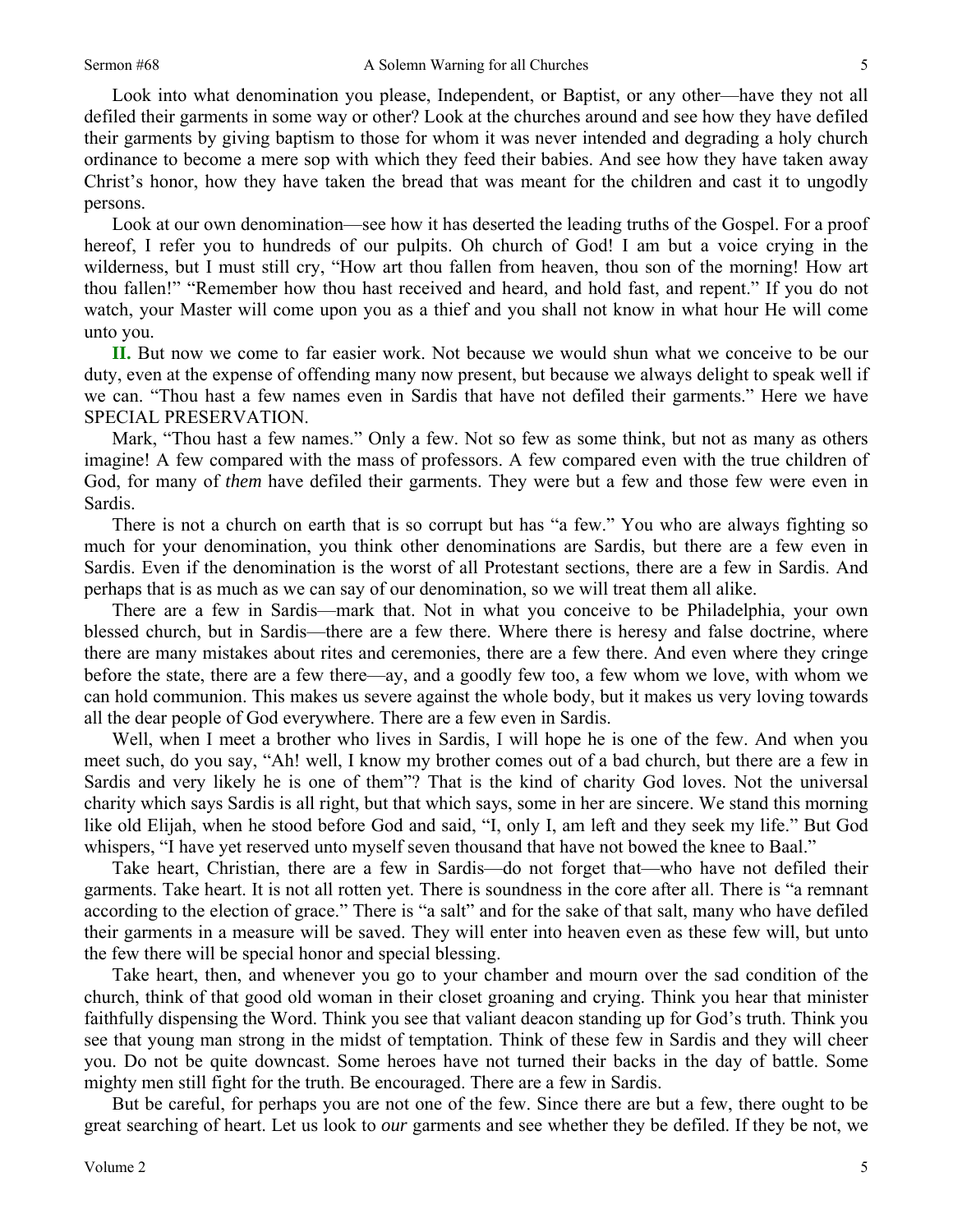Look into what denomination you please, Independent, or Baptist, or any other—have they not all defiled their garments in some way or other? Look at the churches around and see how they have defiled their garments by giving baptism to those for whom it was never intended and degrading a holy church ordinance to become a mere sop with which they feed their babies. And see how they have taken away Christ's honor, how they have taken the bread that was meant for the children and cast it to ungodly persons.

Look at our own denomination—see how it has deserted the leading truths of the Gospel. For a proof hereof, I refer you to hundreds of our pulpits. Oh church of God! I am but a voice crying in the wilderness, but I must still cry, "How art thou fallen from heaven, thou son of the morning! How art thou fallen!" "Remember how thou hast received and heard, and hold fast, and repent." If you do not watch, your Master will come upon you as a thief and you shall not know in what hour He will come unto you.

**II.** But now we come to far easier work. Not because we would shun what we conceive to be our duty, even at the expense of offending many now present, but because we always delight to speak well if we can. "Thou hast a few names even in Sardis that have not defiled their garments." Here we have SPECIAL PRESERVATION.

Mark, "Thou hast a few names." Only a few. Not so few as some think, but not as many as others imagine! A few compared with the mass of professors. A few compared even with the true children of God, for many of *them* have defiled their garments. They were but a few and those few were even in Sardis.

There is not a church on earth that is so corrupt but has "a few." You who are always fighting so much for your denomination, you think other denominations are Sardis, but there are a few even in Sardis. Even if the denomination is the worst of all Protestant sections, there are a few in Sardis. And perhaps that is as much as we can say of our denomination, so we will treat them all alike.

There are a few in Sardis—mark that. Not in what you conceive to be Philadelphia, your own blessed church, but in Sardis—there are a few there. Where there is heresy and false doctrine, where there are many mistakes about rites and ceremonies, there are a few there. And even where they cringe before the state, there are a few there—ay, and a goodly few too, a few whom we love, with whom we can hold communion. This makes us severe against the whole body, but it makes us very loving towards all the dear people of God everywhere. There are a few even in Sardis.

Well, when I meet a brother who lives in Sardis, I will hope he is one of the few. And when you meet such, do you say, "Ah! well, I know my brother comes out of a bad church, but there are a few in Sardis and very likely he is one of them"? That is the kind of charity God loves. Not the universal charity which says Sardis is all right, but that which says, some in her are sincere. We stand this morning like old Elijah, when he stood before God and said, "I, only I, am left and they seek my life." But God whispers, "I have yet reserved unto myself seven thousand that have not bowed the knee to Baal."

Take heart, Christian, there are a few in Sardis—do not forget that—who have not defiled their garments. Take heart. It is not all rotten yet. There is soundness in the core after all. There is "a remnant according to the election of grace." There is "a salt" and for the sake of that salt, many who have defiled their garments in a measure will be saved. They will enter into heaven even as these few will, but unto the few there will be special honor and special blessing.

Take heart, then, and whenever you go to your chamber and mourn over the sad condition of the church, think of that good old woman in their closet groaning and crying. Think you hear that minister faithfully dispensing the Word. Think you see that valiant deacon standing up for God's truth. Think you see that young man strong in the midst of temptation. Think of these few in Sardis and they will cheer you. Do not be quite downcast. Some heroes have not turned their backs in the day of battle. Some mighty men still fight for the truth. Be encouraged. There are a few in Sardis.

But be careful, for perhaps you are not one of the few. Since there are but a few, there ought to be great searching of heart. Let us look to *our* garments and see whether they be defiled. If they be not, we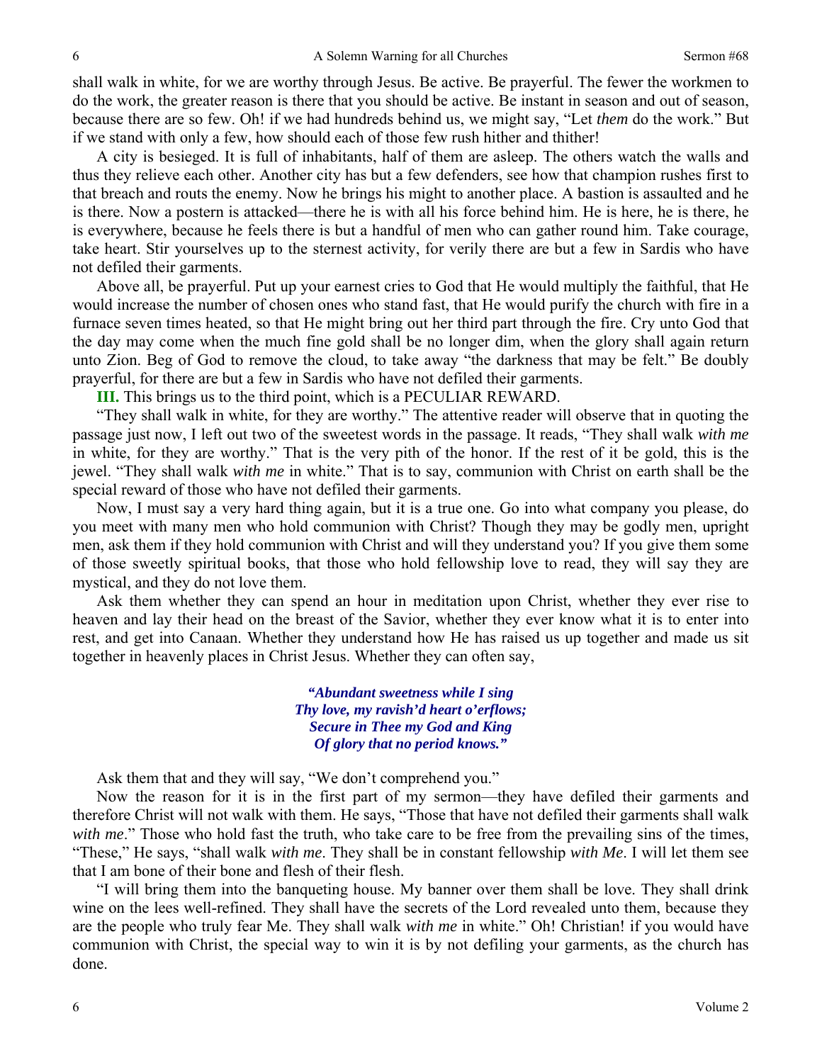shall walk in white, for we are worthy through Jesus. Be active. Be prayerful. The fewer the workmen to do the work, the greater reason is there that you should be active. Be instant in season and out of season, because there are so few. Oh! if we had hundreds behind us, we might say, "Let *them* do the work." But if we stand with only a few, how should each of those few rush hither and thither!

A city is besieged. It is full of inhabitants, half of them are asleep. The others watch the walls and thus they relieve each other. Another city has but a few defenders, see how that champion rushes first to that breach and routs the enemy. Now he brings his might to another place. A bastion is assaulted and he is there. Now a postern is attacked—there he is with all his force behind him. He is here, he is there, he is everywhere, because he feels there is but a handful of men who can gather round him. Take courage, take heart. Stir yourselves up to the sternest activity, for verily there are but a few in Sardis who have not defiled their garments.

Above all, be prayerful. Put up your earnest cries to God that He would multiply the faithful, that He would increase the number of chosen ones who stand fast, that He would purify the church with fire in a furnace seven times heated, so that He might bring out her third part through the fire. Cry unto God that the day may come when the much fine gold shall be no longer dim, when the glory shall again return unto Zion. Beg of God to remove the cloud, to take away "the darkness that may be felt." Be doubly prayerful, for there are but a few in Sardis who have not defiled their garments.

**III.** This brings us to the third point, which is a PECULIAR REWARD.

"They shall walk in white, for they are worthy." The attentive reader will observe that in quoting the passage just now, I left out two of the sweetest words in the passage. It reads, "They shall walk *with me* in white, for they are worthy." That is the very pith of the honor. If the rest of it be gold, this is the jewel. "They shall walk *with me* in white." That is to say, communion with Christ on earth shall be the special reward of those who have not defiled their garments.

Now, I must say a very hard thing again, but it is a true one. Go into what company you please, do you meet with many men who hold communion with Christ? Though they may be godly men, upright men, ask them if they hold communion with Christ and will they understand you? If you give them some of those sweetly spiritual books, that those who hold fellowship love to read, they will say they are mystical, and they do not love them.

Ask them whether they can spend an hour in meditation upon Christ, whether they ever rise to heaven and lay their head on the breast of the Savior, whether they ever know what it is to enter into rest, and get into Canaan. Whether they understand how He has raised us up together and made us sit together in heavenly places in Christ Jesus. Whether they can often say,

> ***"Abundant sweetness while I sing***
> ***Thy love, my ravish'd heart o'erflows;***
> ***Secure in Thee my God and King***
> ***Of glory that no period knows."***

Ask them that and they will say, "We don't comprehend you."

Now the reason for it is in the first part of my sermon—they have defiled their garments and therefore Christ will not walk with them. He says, "Those that have not defiled their garments shall walk *with me*." Those who hold fast the truth, who take care to be free from the prevailing sins of the times, "These," He says, "shall walk *with me*. They shall be in constant fellowship *with Me*. I will let them see that I am bone of their bone and flesh of their flesh.

"I will bring them into the banqueting house. My banner over them shall be love. They shall drink wine on the lees well-refined. They shall have the secrets of the Lord revealed unto them, because they are the people who truly fear Me. They shall walk *with me* in white." Oh! Christian! if you would have communion with Christ, the special way to win it is by not defiling your garments, as the church has done.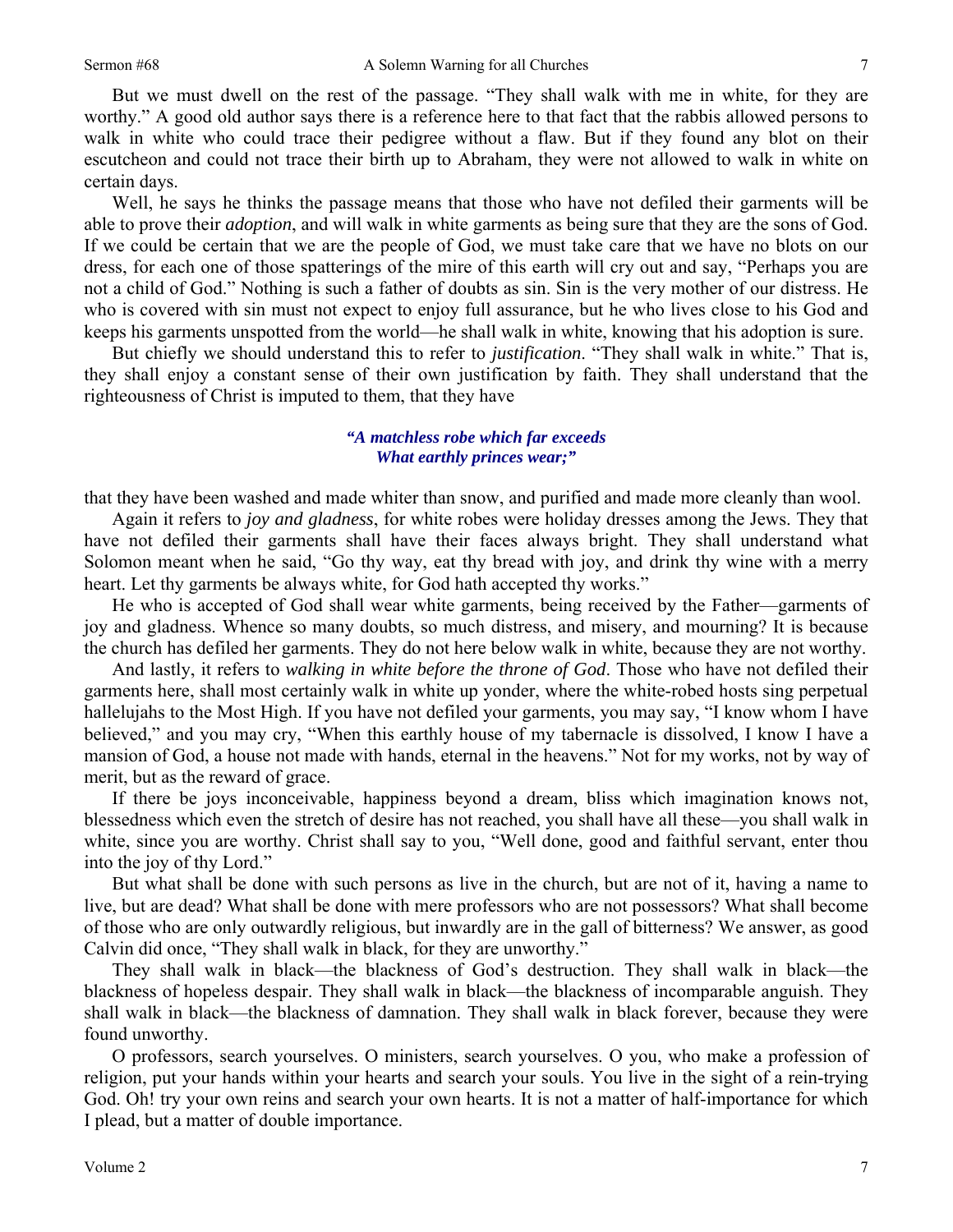But we must dwell on the rest of the passage. "They shall walk with me in white, for they are worthy." A good old author says there is a reference here to that fact that the rabbis allowed persons to walk in white who could trace their pedigree without a flaw. But if they found any blot on their escutcheon and could not trace their birth up to Abraham, they were not allowed to walk in white on certain days.

Well, he says he thinks the passage means that those who have not defiled their garments will be able to prove their *adoption*, and will walk in white garments as being sure that they are the sons of God. If we could be certain that we are the people of God, we must take care that we have no blots on our dress, for each one of those spatterings of the mire of this earth will cry out and say, "Perhaps you are not a child of God." Nothing is such a father of doubts as sin. Sin is the very mother of our distress. He who is covered with sin must not expect to enjoy full assurance, but he who lives close to his God and keeps his garments unspotted from the world—he shall walk in white, knowing that his adoption is sure.

But chiefly we should understand this to refer to *justification*. "They shall walk in white." That is, they shall enjoy a constant sense of their own justification by faith. They shall understand that the righteousness of Christ is imputed to them, that they have

*"A matchless robe which far exceeds*
*What earthly princes wear;"*

that they have been washed and made whiter than snow, and purified and made more cleanly than wool.

Again it refers to *joy and gladness*, for white robes were holiday dresses among the Jews. They that have not defiled their garments shall have their faces always bright. They shall understand what Solomon meant when he said, "Go thy way, eat thy bread with joy, and drink thy wine with a merry heart. Let thy garments be always white, for God hath accepted thy works."

He who is accepted of God shall wear white garments, being received by the Father—garments of joy and gladness. Whence so many doubts, so much distress, and misery, and mourning? It is because the church has defiled her garments. They do not here below walk in white, because they are not worthy.

And lastly, it refers to *walking in white before the throne of God*. Those who have not defiled their garments here, shall most certainly walk in white up yonder, where the white-robed hosts sing perpetual hallelujahs to the Most High. If you have not defiled your garments, you may say, "I know whom I have believed," and you may cry, "When this earthly house of my tabernacle is dissolved, I know I have a mansion of God, a house not made with hands, eternal in the heavens." Not for my works, not by way of merit, but as the reward of grace.

If there be joys inconceivable, happiness beyond a dream, bliss which imagination knows not, blessedness which even the stretch of desire has not reached, you shall have all these—you shall walk in white, since you are worthy. Christ shall say to you, "Well done, good and faithful servant, enter thou into the joy of thy Lord."

But what shall be done with such persons as live in the church, but are not of it, having a name to live, but are dead? What shall be done with mere professors who are not possessors? What shall become of those who are only outwardly religious, but inwardly are in the gall of bitterness? We answer, as good Calvin did once, "They shall walk in black, for they are unworthy."

They shall walk in black—the blackness of God's destruction. They shall walk in black—the blackness of hopeless despair. They shall walk in black—the blackness of incomparable anguish. They shall walk in black—the blackness of damnation. They shall walk in black forever, because they were found unworthy.

O professors, search yourselves. O ministers, search yourselves. O you, who make a profession of religion, put your hands within your hearts and search your souls. You live in the sight of a rein-trying God. Oh! try your own reins and search your own hearts. It is not a matter of half-importance for which I plead, but a matter of double importance.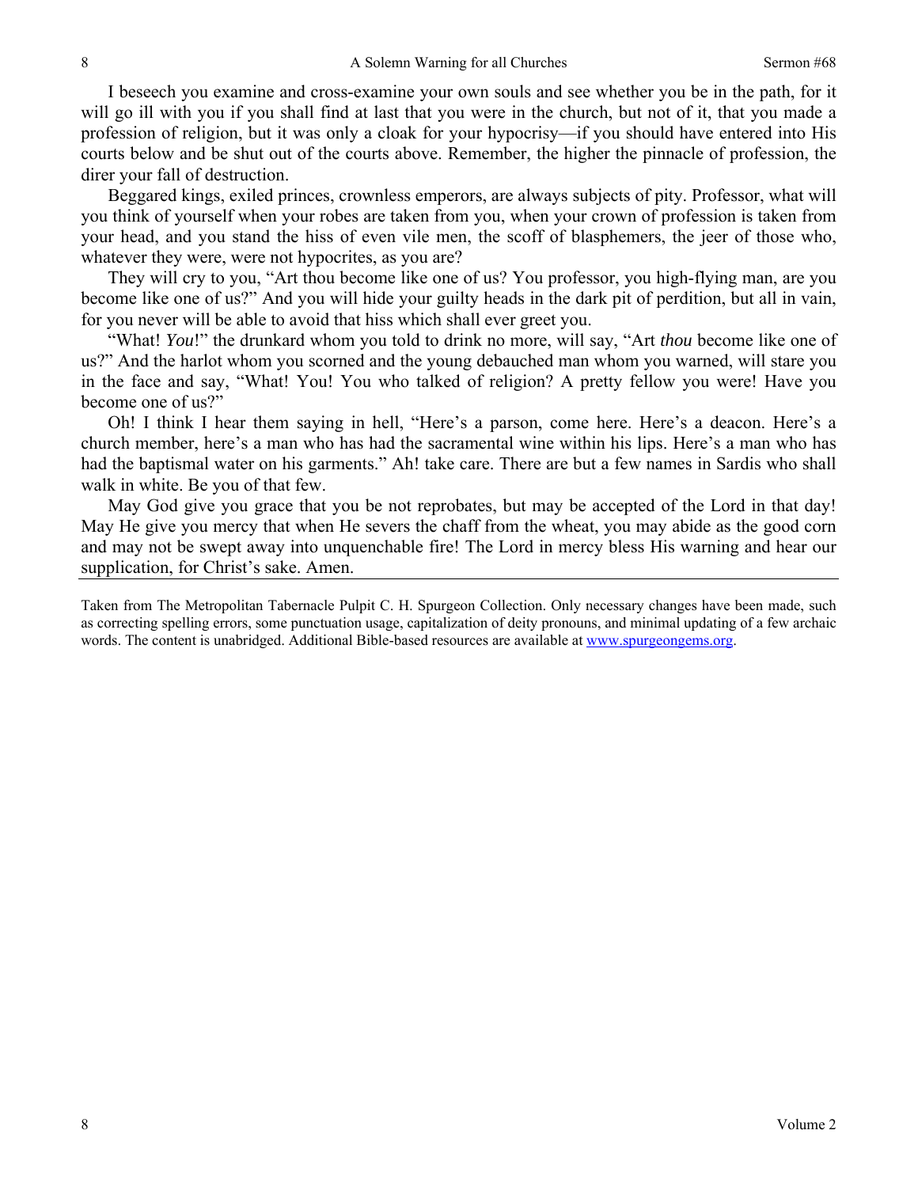I beseech you examine and cross-examine your own souls and see whether you be in the path, for it will go ill with you if you shall find at last that you were in the church, but not of it, that you made a profession of religion, but it was only a cloak for your hypocrisy—if you should have entered into His courts below and be shut out of the courts above. Remember, the higher the pinnacle of profession, the direr your fall of destruction.

Beggared kings, exiled princes, crownless emperors, are always subjects of pity. Professor, what will you think of yourself when your robes are taken from you, when your crown of profession is taken from your head, and you stand the hiss of even vile men, the scoff of blasphemers, the jeer of those who, whatever they were, were not hypocrites, as you are?

They will cry to you, "Art thou become like one of us? You professor, you high-flying man, are you become like one of us?" And you will hide your guilty heads in the dark pit of perdition, but all in vain, for you never will be able to avoid that hiss which shall ever greet you.

"What! *You*!" the drunkard whom you told to drink no more, will say, "Art *thou* become like one of us?" And the harlot whom you scorned and the young debauched man whom you warned, will stare you in the face and say, "What! You! You who talked of religion? A pretty fellow you were! Have you become one of us?"

Oh! I think I hear them saying in hell, "Here's a parson, come here. Here's a deacon. Here's a church member, here's a man who has had the sacramental wine within his lips. Here's a man who has had the baptismal water on his garments." Ah! take care. There are but a few names in Sardis who shall walk in white. Be you of that few.

May God give you grace that you be not reprobates, but may be accepted of the Lord in that day! May He give you mercy that when He severs the chaff from the wheat, you may abide as the good corn and may not be swept away into unquenchable fire! The Lord in mercy bless His warning and hear our supplication, for Christ's sake. Amen.

---

Taken from The Metropolitan Tabernacle Pulpit C. H. Spurgeon Collection. Only necessary changes have been made, such as correcting spelling errors, some punctuation usage, capitalization of deity pronouns, and minimal updating of a few archaic words. The content is unabridged. Additional Bible-based resources are available at www.spurgeongems.org.